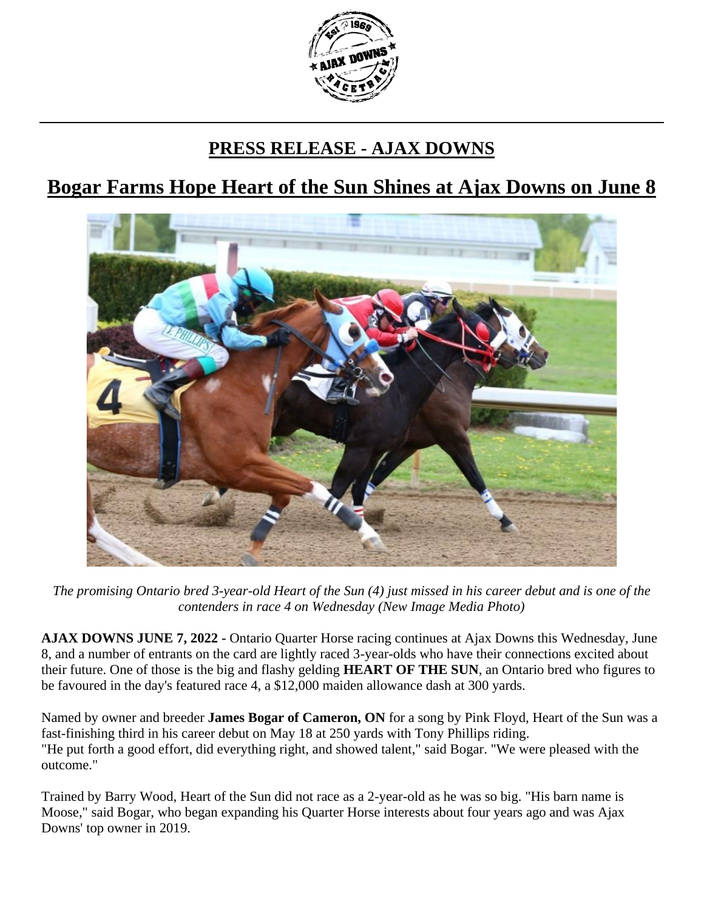## PRESS RELEASE - AJAX DOWNS

# Bogar Farms Hope Heart of the Sun Shines at Ajax Downs on June 8

*The promising Ontario bred 3-year-old Heart of the Sun (4) just missed in his career debut and is one of the contenders in race 4 on Wednesday (New Image Media Photo)*

**AJAX DOWNS JUNE 7, 2022 -** Ontario Quarter Horse racing continues at Ajax Downs this Wednesday, June 8, and a number of entrants on the card are lightly raced 3-year-olds who have their connections excited about their future. One of those is the big and flashy gelding **HEART OF THE SUN**, an Ontario bred who figures to be favoured in the day's featured race 4, a $12,000 maiden allowance dash at 300 yards.

Named by owner and breeder **James Bogar of Cameron, ON** for a song by Pink Floyd, Heart of the Sun was a fast-finishing third in his career debut on May 18 at 250 yards with Tony Phillips riding.
"He put forth a good effort, did everything right, and showed talent," said Bogar. "We were pleased with the outcome."

Trained by Barry Wood, Heart of the Sun did not race as a 2-year-old as he was so big. "His barn name is Moose," said Bogar, who began expanding his Quarter Horse interests about four years ago and was Ajax Downs' top owner in 2019.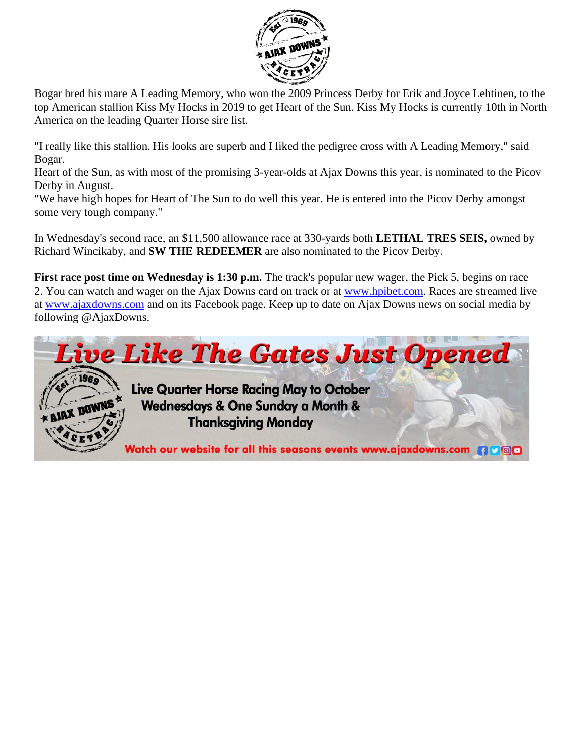Bogar bred his mare A Leading Memory, who won the 2009 Princess Derby for Erik and Joyce Lehtinen, to the top American stallion Kiss My Hocks in 2019 to get Heart of the Sun. Kiss My Hocks is currently 10th in North America on the leading Quarter Horse sire list.

"I really like this stallion. His looks are superb and I liked the pedigree cross with A Leading Memory," said Bogar.

Heart of the Sun, as with most of the promising 3-year-olds at Ajax Downs this year, is nominated to the Picov Derby in August.

"We have high hopes for Heart of The Sun to do well this year. He is entered into the Picov Derby amongst some very tough company."

In Wednesday's second race, an $11,500 allowance race at 330-yards both **LETHAL TRES SEIS,** owned by Richard Wincikaby, and **SW THE REDEEMER** are also nominated to the Picov Derby.

**First race post time on Wednesday is 1:30 p.m.** The track's popular new wager, the Pick 5, begins on race 2. You can watch and wager on the Ajax Downs card on track or at [www.hpibet.com](http://www.hpibet.com). Races are streamed live at [www.ajaxdowns.com](http://www.ajaxdowns.com) and on its Facebook page. Keep up to date on Ajax Downs news on social media by following @AjaxDowns.

Live Like The Gates Just Opened

Live Quarter Horse Racing May to October
Wednesdays & One Sunday a Month &
Thanksgiving Monday

Watch our website for all this seasons events www.ajaxdowns.com